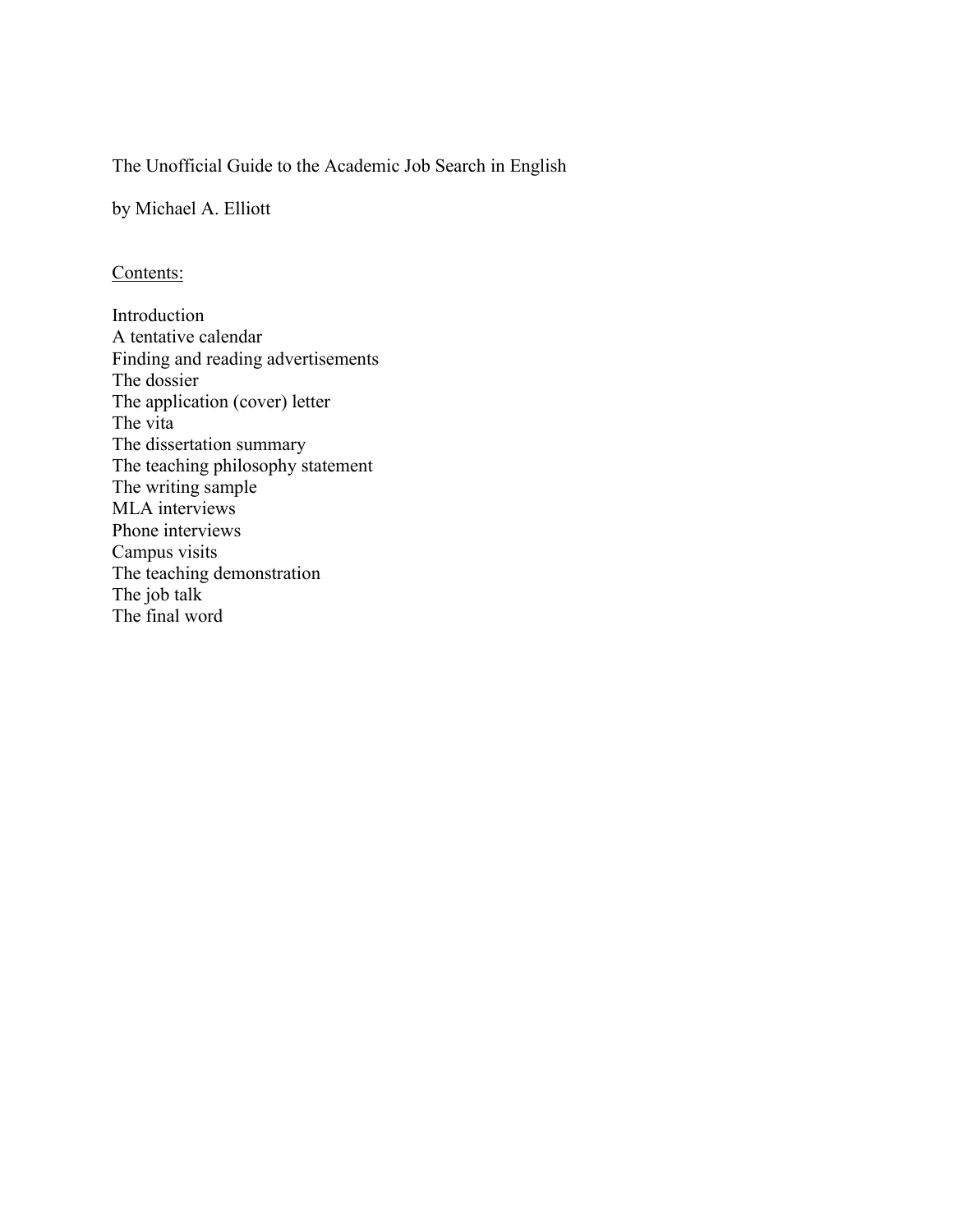# The Unofficial Guide to the Academic Job Search in English

by Michael A. Elliott

<u>Contents:</u>

Introduction
A tentative calendar
Finding and reading advertisements
The dossier
The application (cover) letter
The vita
The dissertation summary
The teaching philosophy statement
The writing sample
MLA interviews
Phone interviews
Campus visits
The teaching demonstration
The job talk
The final word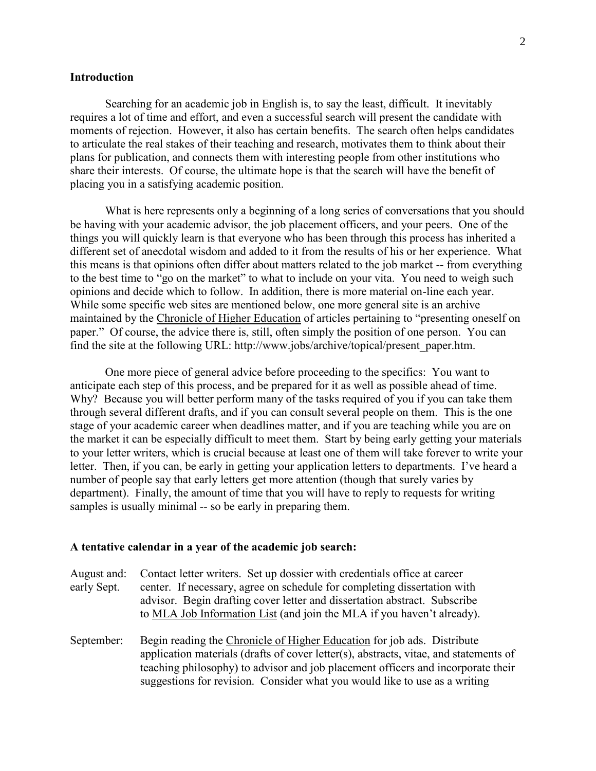**Introduction**

Searching for an academic job in English is, to say the least, difficult. It inevitably requires a lot of time and effort, and even a successful search will present the candidate with moments of rejection. However, it also has certain benefits. The search often helps candidates to articulate the real stakes of their teaching and research, motivates them to think about their plans for publication, and connects them with interesting people from other institutions who share their interests. Of course, the ultimate hope is that the search will have the benefit of placing you in a satisfying academic position.

What is here represents only a beginning of a long series of conversations that you should be having with your academic advisor, the job placement officers, and your peers. One of the things you will quickly learn is that everyone who has been through this process has inherited a different set of anecdotal wisdom and added to it from the results of his or her experience. What this means is that opinions often differ about matters related to the job market -- from everything to the best time to "go on the market" to what to include on your vita. You need to weigh such opinions and decide which to follow. In addition, there is more material on-line each year. While some specific web sites are mentioned below, one more general site is an archive maintained by the Chronicle of Higher Education of articles pertaining to "presenting oneself on paper." Of course, the advice there is, still, often simply the position of one person. You can find the site at the following URL: http://www.jobs/archive/topical/present_paper.htm.

One more piece of general advice before proceeding to the specifics: You want to anticipate each step of this process, and be prepared for it as well as possible ahead of time. Why? Because you will better perform many of the tasks required of you if you can take them through several different drafts, and if you can consult several people on them. This is the one stage of your academic career when deadlines matter, and if you are teaching while you are on the market it can be especially difficult to meet them. Start by being early getting your materials to your letter writers, which is crucial because at least one of them will take forever to write your letter. Then, if you can, be early in getting your application letters to departments. I've heard a number of people say that early letters get more attention (though that surely varies by department). Finally, the amount of time that you will have to reply to requests for writing samples is usually minimal -- so be early in preparing them.

**A tentative calendar in a year of the academic job search:**

August and: early Sept. Contact letter writers. Set up dossier with credentials office at career center. If necessary, agree on schedule for completing dissertation with advisor. Begin drafting cover letter and dissertation abstract. Subscribe to MLA Job Information List (and join the MLA if you haven't already).

September: Begin reading the Chronicle of Higher Education for job ads. Distribute application materials (drafts of cover letter(s), abstracts, vitae, and statements of teaching philosophy) to advisor and job placement officers and incorporate their suggestions for revision. Consider what you would like to use as a writing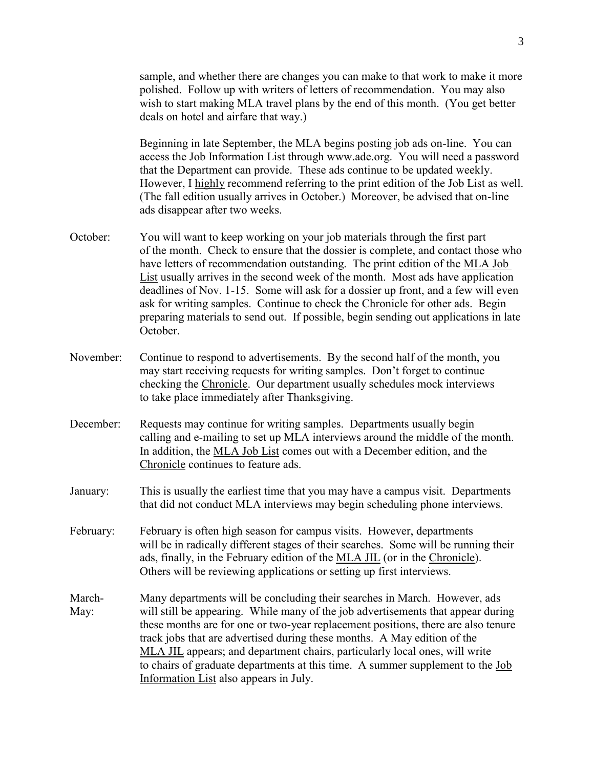sample, and whether there are changes you can make to that work to make it more polished. Follow up with writers of letters of recommendation. You may also wish to start making MLA travel plans by the end of this month. (You get better deals on hotel and airfare that way.)

Beginning in late September, the MLA begins posting job ads on-line. You can access the Job Information List through www.ade.org. You will need a password that the Department can provide. These ads continue to be updated weekly. However, I highly recommend referring to the print edition of the Job List as well. (The fall edition usually arrives in October.) Moreover, be advised that on-line ads disappear after two weeks.

**October:** You will want to keep working on your job materials through the first part of the month. Check to ensure that the dossier is complete, and contact those who have letters of recommendation outstanding. The print edition of the MLA Job List usually arrives in the second week of the month. Most ads have application deadlines of Nov. 1-15. Some will ask for a dossier up front, and a few will even ask for writing samples. Continue to check the Chronicle for other ads. Begin preparing materials to send out. If possible, begin sending out applications in late October.

**November:** Continue to respond to advertisements. By the second half of the month, you may start receiving requests for writing samples. Don't forget to continue checking the Chronicle. Our department usually schedules mock interviews to take place immediately after Thanksgiving.

**December:** Requests may continue for writing samples. Departments usually begin calling and e-mailing to set up MLA interviews around the middle of the month. In addition, the MLA Job List comes out with a December edition, and the Chronicle continues to feature ads.

**January:** This is usually the earliest time that you may have a campus visit. Departments that did not conduct MLA interviews may begin scheduling phone interviews.

**February:** February is often high season for campus visits. However, departments will be in radically different stages of their searches. Some will be running their ads, finally, in the February edition of the MLA JIL (or in the Chronicle). Others will be reviewing applications or setting up first interviews.

**March-May:** Many departments will be concluding their searches in March. However, ads will still be appearing. While many of the job advertisements that appear during these months are for one or two-year replacement positions, there are also tenure track jobs that are advertised during these months. A May edition of the MLA JIL appears; and department chairs, particularly local ones, will write to chairs of graduate departments at this time. A summer supplement to the Job Information List also appears in July.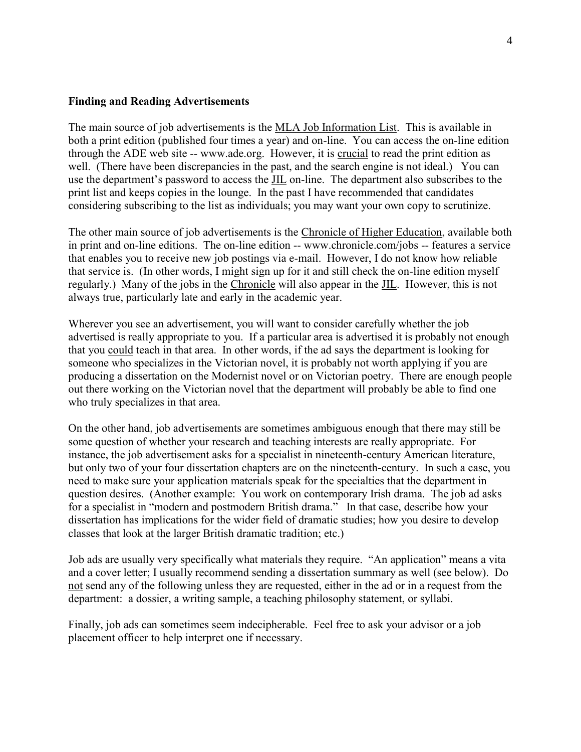**Finding and Reading Advertisements**

The main source of job advertisements is the MLA Job Information List. This is available in both a print edition (published four times a year) and on-line. You can access the on-line edition through the ADE web site -- www.ade.org. However, it is crucial to read the print edition as well. (There have been discrepancies in the past, and the search engine is not ideal.) You can use the department's password to access the JIL on-line. The department also subscribes to the print list and keeps copies in the lounge. In the past I have recommended that candidates considering subscribing to the list as individuals; you may want your own copy to scrutinize.

The other main source of job advertisements is the Chronicle of Higher Education, available both in print and on-line editions. The on-line edition -- www.chronicle.com/jobs -- features a service that enables you to receive new job postings via e-mail. However, I do not know how reliable that service is. (In other words, I might sign up for it and still check the on-line edition myself regularly.) Many of the jobs in the Chronicle will also appear in the JIL. However, this is not always true, particularly late and early in the academic year.

Wherever you see an advertisement, you will want to consider carefully whether the job advertised is really appropriate to you. If a particular area is advertised it is probably not enough that you could teach in that area. In other words, if the ad says the department is looking for someone who specializes in the Victorian novel, it is probably not worth applying if you are producing a dissertation on the Modernist novel or on Victorian poetry. There are enough people out there working on the Victorian novel that the department will probably be able to find one who truly specializes in that area.

On the other hand, job advertisements are sometimes ambiguous enough that there may still be some question of whether your research and teaching interests are really appropriate. For instance, the job advertisement asks for a specialist in nineteenth-century American literature, but only two of your four dissertation chapters are on the nineteenth-century. In such a case, you need to make sure your application materials speak for the specialties that the department in question desires. (Another example: You work on contemporary Irish drama. The job ad asks for a specialist in "modern and postmodern British drama." In that case, describe how your dissertation has implications for the wider field of dramatic studies; how you desire to develop classes that look at the larger British dramatic tradition; etc.)

Job ads are usually very specifically what materials they require. "An application" means a vita and a cover letter; I usually recommend sending a dissertation summary as well (see below). Do not send any of the following unless they are requested, either in the ad or in a request from the department: a dossier, a writing sample, a teaching philosophy statement, or syllabi.

Finally, job ads can sometimes seem indecipherable. Feel free to ask your advisor or a job placement officer to help interpret one if necessary.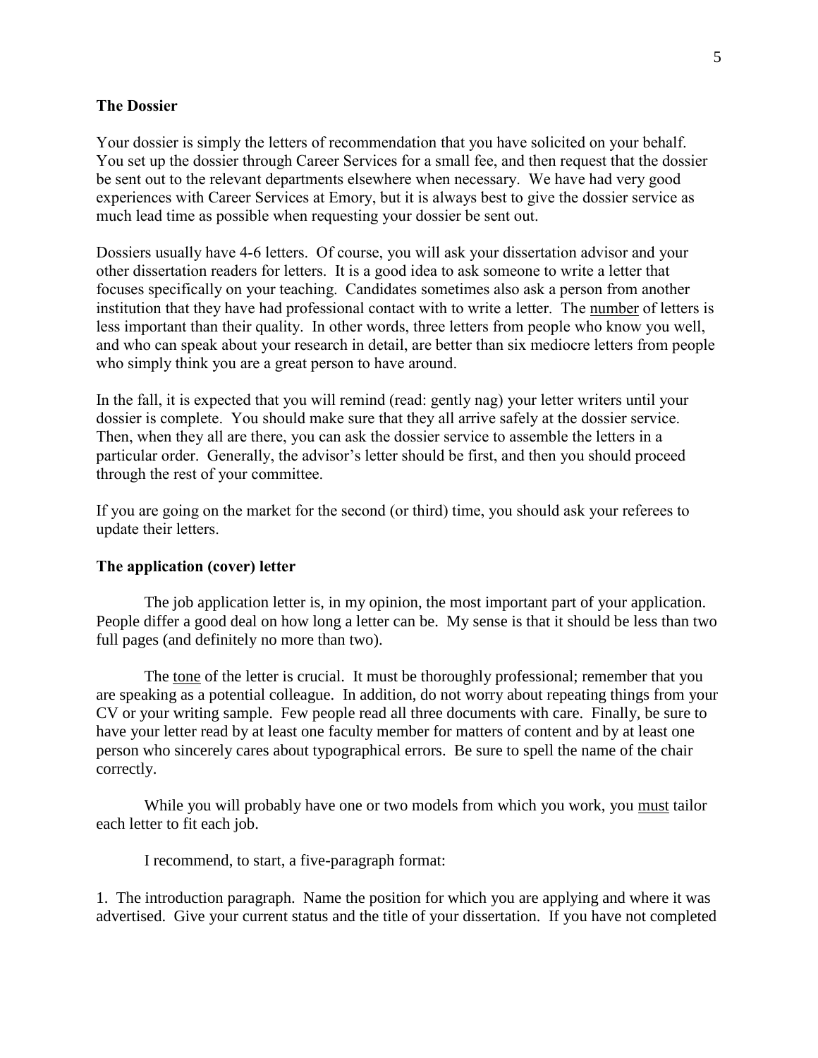### The Dossier

Your dossier is simply the letters of recommendation that you have solicited on your behalf. You set up the dossier through Career Services for a small fee, and then request that the dossier be sent out to the relevant departments elsewhere when necessary. We have had very good experiences with Career Services at Emory, but it is always best to give the dossier service as much lead time as possible when requesting your dossier be sent out.

Dossiers usually have 4-6 letters. Of course, you will ask your dissertation advisor and your other dissertation readers for letters. It is a good idea to ask someone to write a letter that focuses specifically on your teaching. Candidates sometimes also ask a person from another institution that they have had professional contact with to write a letter. The <u>number</u> of letters is less important than their quality. In other words, three letters from people who know you well, and who can speak about your research in detail, are better than six mediocre letters from people who simply think you are a great person to have around.

In the fall, it is expected that you will remind (read: gently nag) your letter writers until your dossier is complete. You should make sure that they all arrive safely at the dossier service. Then, when they all are there, you can ask the dossier service to assemble the letters in a particular order. Generally, the advisor's letter should be first, and then you should proceed through the rest of your committee.

If you are going on the market for the second (or third) time, you should ask your referees to update their letters.

### The application (cover) letter

The job application letter is, in my opinion, the most important part of your application. People differ a good deal on how long a letter can be. My sense is that it should be less than two full pages (and definitely no more than two).

The <u>tone</u> of the letter is crucial. It must be thoroughly professional; remember that you are speaking as a potential colleague. In addition, do not worry about repeating things from your CV or your writing sample. Few people read all three documents with care. Finally, be sure to have your letter read by at least one faculty member for matters of content and by at least one person who sincerely cares about typographical errors. Be sure to spell the name of the chair correctly.

While you will probably have one or two models from which you work, you <u>must</u> tailor each letter to fit each job.

I recommend, to start, a five-paragraph format:

1. The introduction paragraph. Name the position for which you are applying and where it was advertised. Give your current status and the title of your dissertation. If you have not completed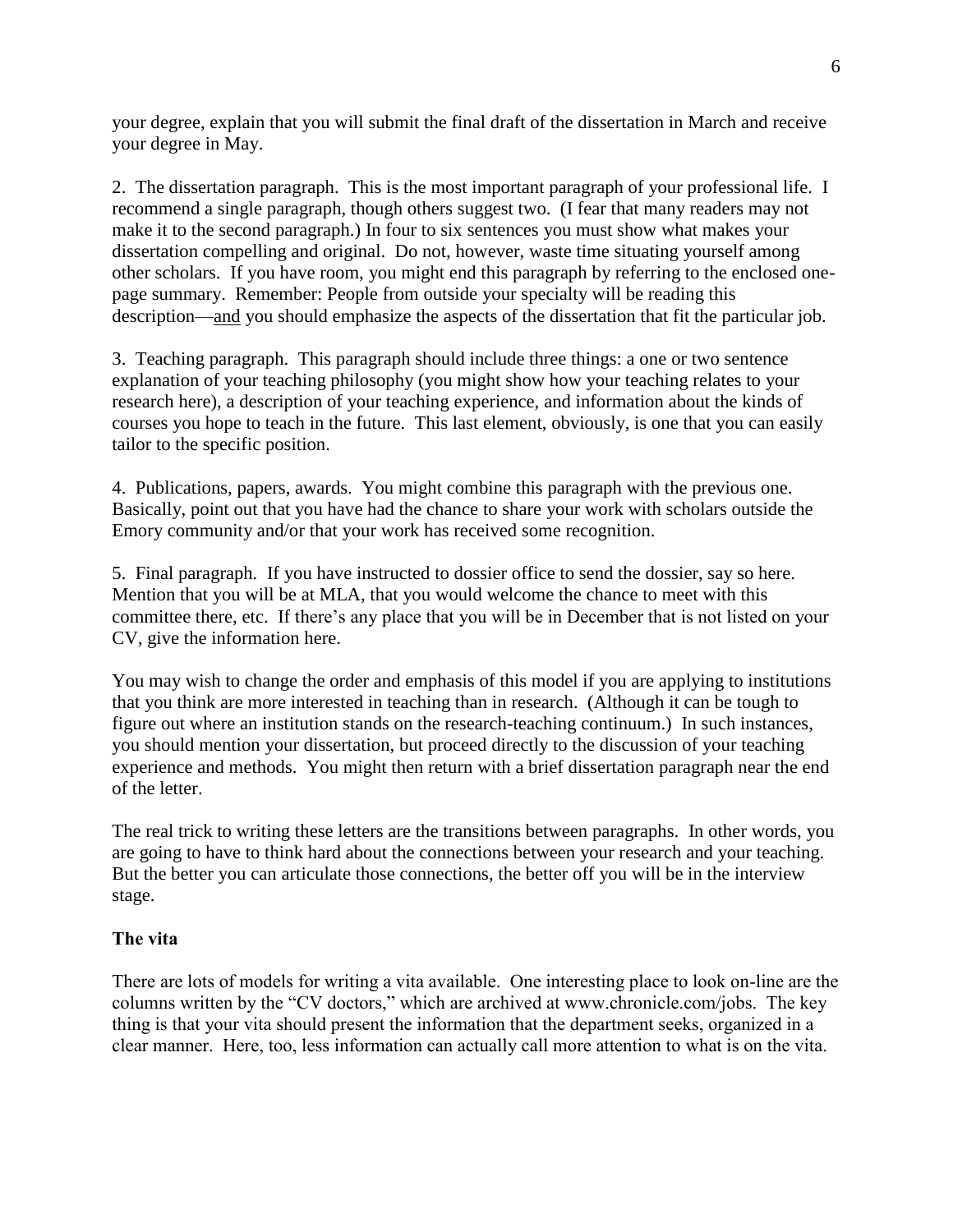your degree, explain that you will submit the final draft of the dissertation in March and receive your degree in May.

2. The dissertation paragraph. This is the most important paragraph of your professional life. I recommend a single paragraph, though others suggest two. (I fear that many readers may not make it to the second paragraph.) In four to six sentences you must show what makes your dissertation compelling and original. Do not, however, waste time situating yourself among other scholars. If you have room, you might end this paragraph by referring to the enclosed one-page summary. Remember: People from outside your specialty will be reading this description—<u>and</u> you should emphasize the aspects of the dissertation that fit the particular job.

3. Teaching paragraph. This paragraph should include three things: a one or two sentence explanation of your teaching philosophy (you might show how your teaching relates to your research here), a description of your teaching experience, and information about the kinds of courses you hope to teach in the future. This last element, obviously, is one that you can easily tailor to the specific position.

4. Publications, papers, awards. You might combine this paragraph with the previous one. Basically, point out that you have had the chance to share your work with scholars outside the Emory community and/or that your work has received some recognition.

5. Final paragraph. If you have instructed to dossier office to send the dossier, say so here. Mention that you will be at MLA, that you would welcome the chance to meet with this committee there, etc. If there's any place that you will be in December that is not listed on your CV, give the information here.

You may wish to change the order and emphasis of this model if you are applying to institutions that you think are more interested in teaching than in research. (Although it can be tough to figure out where an institution stands on the research-teaching continuum.) In such instances, you should mention your dissertation, but proceed directly to the discussion of your teaching experience and methods. You might then return with a brief dissertation paragraph near the end of the letter.

The real trick to writing these letters are the transitions between paragraphs. In other words, you are going to have to think hard about the connections between your research and your teaching. But the better you can articulate those connections, the better off you will be in the interview stage.

**The vita**

There are lots of models for writing a vita available. One interesting place to look on-line are the columns written by the "CV doctors," which are archived at www.chronicle.com/jobs. The key thing is that your vita should present the information that the department seeks, organized in a clear manner. Here, too, less information can actually call more attention to what is on the vita.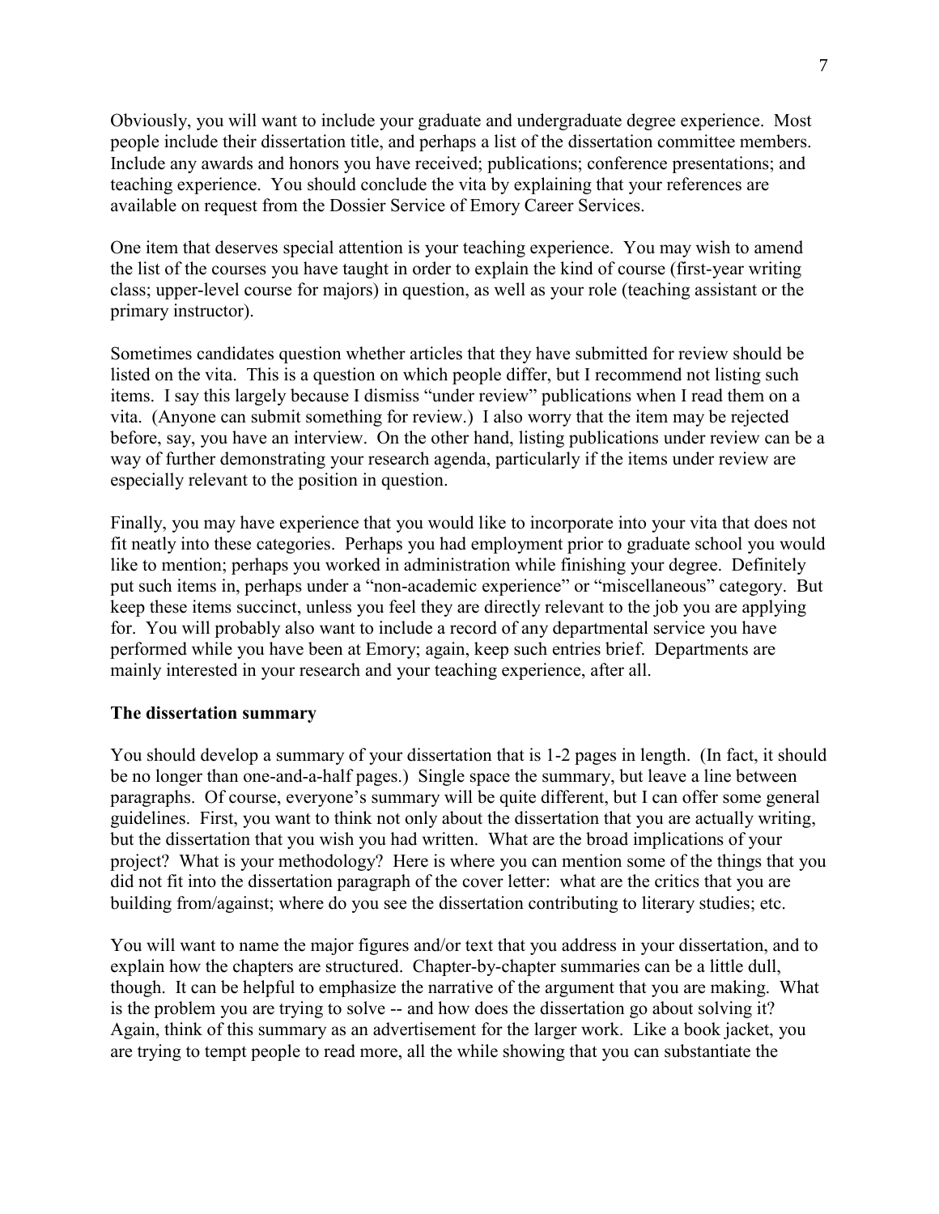Obviously, you will want to include your graduate and undergraduate degree experience. Most people include their dissertation title, and perhaps a list of the dissertation committee members. Include any awards and honors you have received; publications; conference presentations; and teaching experience. You should conclude the vita by explaining that your references are available on request from the Dossier Service of Emory Career Services.

One item that deserves special attention is your teaching experience. You may wish to amend the list of the courses you have taught in order to explain the kind of course (first-year writing class; upper-level course for majors) in question, as well as your role (teaching assistant or the primary instructor).

Sometimes candidates question whether articles that they have submitted for review should be listed on the vita. This is a question on which people differ, but I recommend not listing such items. I say this largely because I dismiss "under review" publications when I read them on a vita. (Anyone can submit something for review.) I also worry that the item may be rejected before, say, you have an interview. On the other hand, listing publications under review can be a way of further demonstrating your research agenda, particularly if the items under review are especially relevant to the position in question.

Finally, you may have experience that you would like to incorporate into your vita that does not fit neatly into these categories. Perhaps you had employment prior to graduate school you would like to mention; perhaps you worked in administration while finishing your degree. Definitely put such items in, perhaps under a "non-academic experience" or "miscellaneous" category. But keep these items succinct, unless you feel they are directly relevant to the job you are applying for. You will probably also want to include a record of any departmental service you have performed while you have been at Emory; again, keep such entries brief. Departments are mainly interested in your research and your teaching experience, after all.

**The dissertation summary**

You should develop a summary of your dissertation that is 1-2 pages in length. (In fact, it should be no longer than one-and-a-half pages.) Single space the summary, but leave a line between paragraphs. Of course, everyone's summary will be quite different, but I can offer some general guidelines. First, you want to think not only about the dissertation that you are actually writing, but the dissertation that you wish you had written. What are the broad implications of your project? What is your methodology? Here is where you can mention some of the things that you did not fit into the dissertation paragraph of the cover letter: what are the critics that you are building from/against; where do you see the dissertation contributing to literary studies; etc.

You will want to name the major figures and/or text that you address in your dissertation, and to explain how the chapters are structured. Chapter-by-chapter summaries can be a little dull, though. It can be helpful to emphasize the narrative of the argument that you are making. What is the problem you are trying to solve -- and how does the dissertation go about solving it? Again, think of this summary as an advertisement for the larger work. Like a book jacket, you are trying to tempt people to read more, all the while showing that you can substantiate the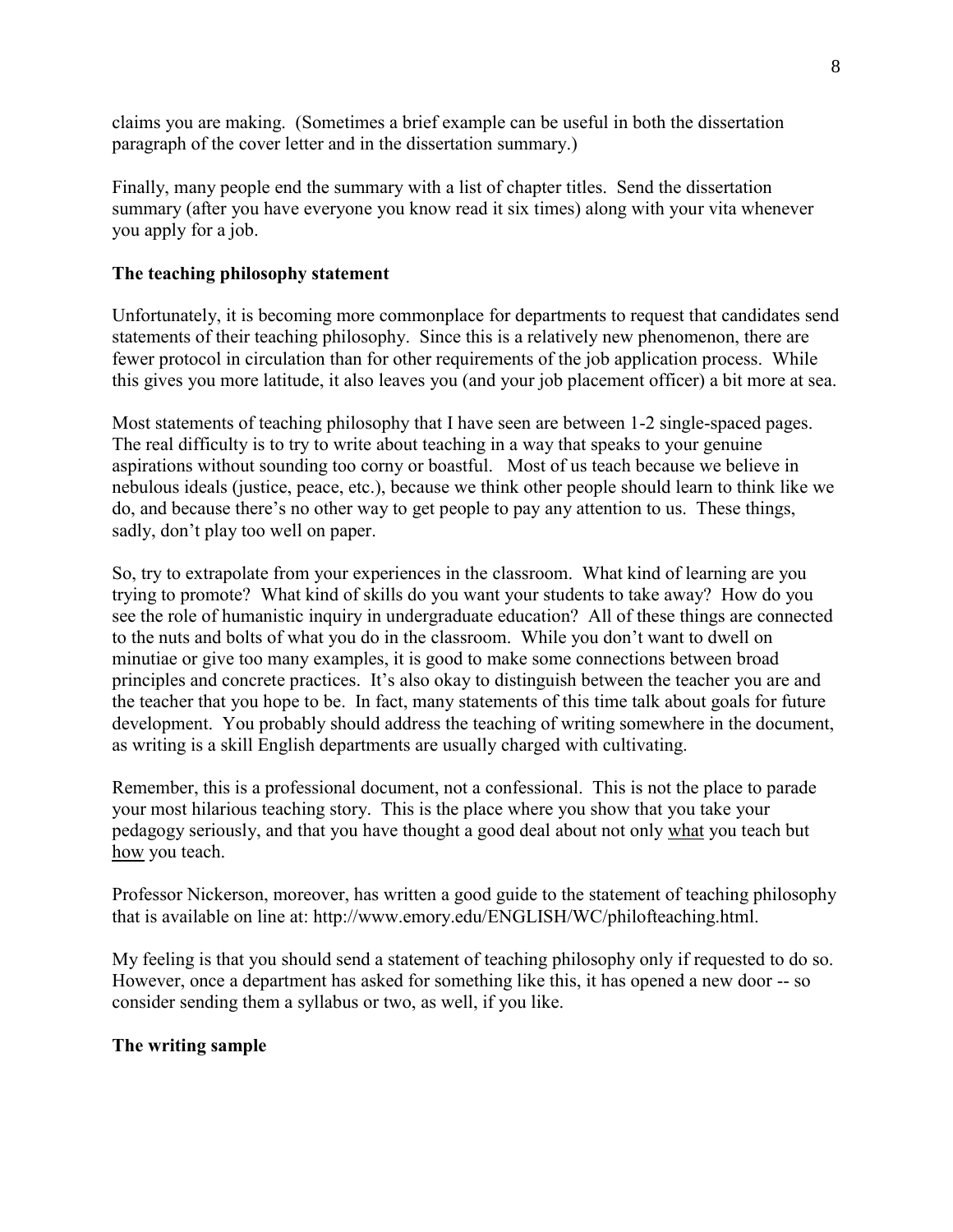claims you are making. (Sometimes a brief example can be useful in both the dissertation paragraph of the cover letter and in the dissertation summary.)

Finally, many people end the summary with a list of chapter titles. Send the dissertation summary (after you have everyone you know read it six times) along with your vita whenever you apply for a job.

**The teaching philosophy statement**

Unfortunately, it is becoming more commonplace for departments to request that candidates send statements of their teaching philosophy. Since this is a relatively new phenomenon, there are fewer protocol in circulation than for other requirements of the job application process. While this gives you more latitude, it also leaves you (and your job placement officer) a bit more at sea.

Most statements of teaching philosophy that I have seen are between 1-2 single-spaced pages. The real difficulty is to try to write about teaching in a way that speaks to your genuine aspirations without sounding too corny or boastful. Most of us teach because we believe in nebulous ideals (justice, peace, etc.), because we think other people should learn to think like we do, and because there's no other way to get people to pay any attention to us. These things, sadly, don't play too well on paper.

So, try to extrapolate from your experiences in the classroom. What kind of learning are you trying to promote? What kind of skills do you want your students to take away? How do you see the role of humanistic inquiry in undergraduate education? All of these things are connected to the nuts and bolts of what you do in the classroom. While you don't want to dwell on minutiae or give too many examples, it is good to make some connections between broad principles and concrete practices. It's also okay to distinguish between the teacher you are and the teacher that you hope to be. In fact, many statements of this time talk about goals for future development. You probably should address the teaching of writing somewhere in the document, as writing is a skill English departments are usually charged with cultivating.

Remember, this is a professional document, not a confessional. This is not the place to parade your most hilarious teaching story. This is the place where you show that you take your pedagogy seriously, and that you have thought a good deal about not only <u>what</u> you teach but <u>how</u> you teach.

Professor Nickerson, moreover, has written a good guide to the statement of teaching philosophy that is available on line at: http://www.emory.edu/ENGLISH/WC/philofteaching.html.

My feeling is that you should send a statement of teaching philosophy only if requested to do so. However, once a department has asked for something like this, it has opened a new door -- so consider sending them a syllabus or two, as well, if you like.

**The writing sample**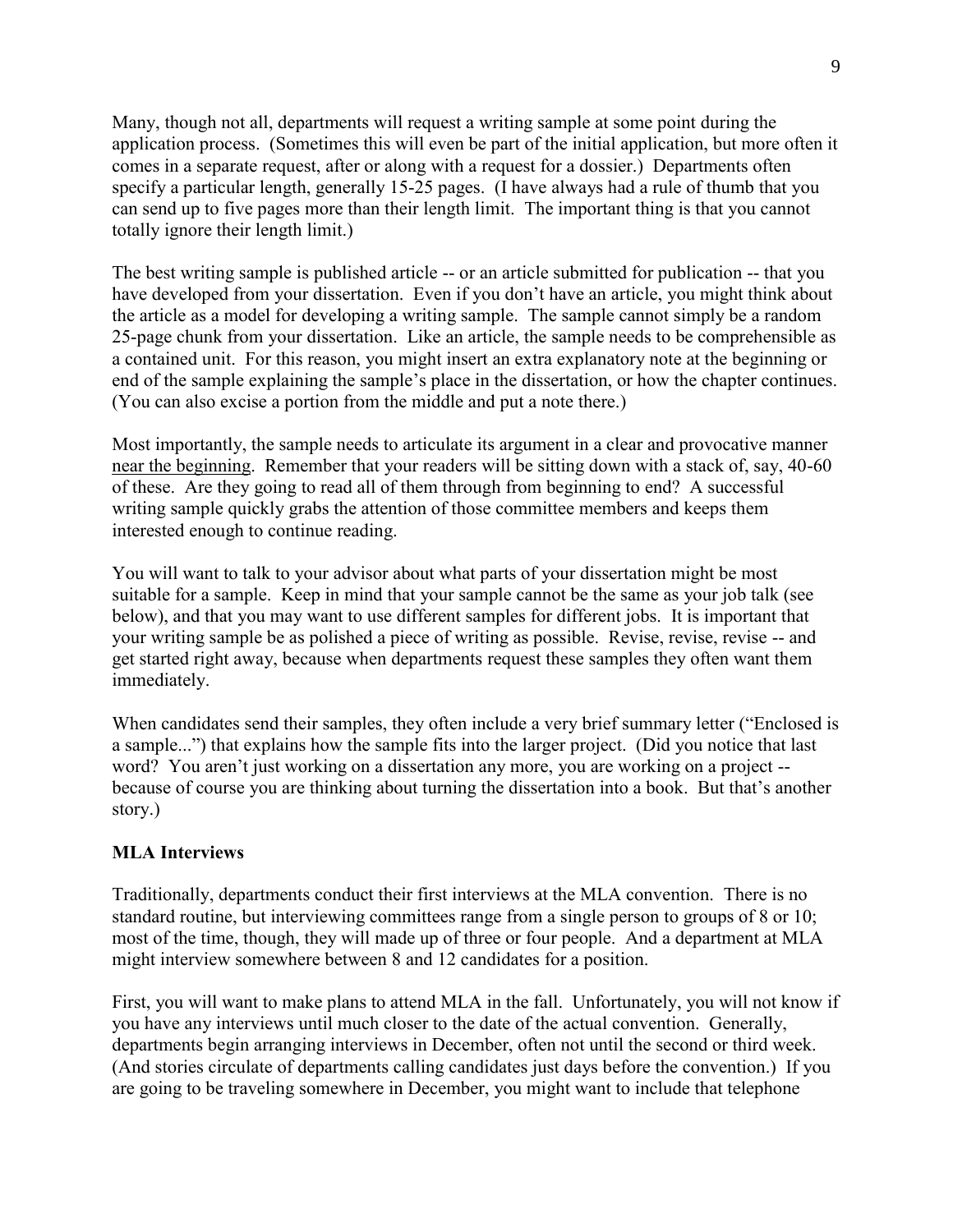Many, though not all, departments will request a writing sample at some point during the application process. (Sometimes this will even be part of the initial application, but more often it comes in a separate request, after or along with a request for a dossier.) Departments often specify a particular length, generally 15-25 pages. (I have always had a rule of thumb that you can send up to five pages more than their length limit. The important thing is that you cannot totally ignore their length limit.)

The best writing sample is published article -- or an article submitted for publication -- that you have developed from your dissertation. Even if you don't have an article, you might think about the article as a model for developing a writing sample. The sample cannot simply be a random 25-page chunk from your dissertation. Like an article, the sample needs to be comprehensible as a contained unit. For this reason, you might insert an extra explanatory note at the beginning or end of the sample explaining the sample's place in the dissertation, or how the chapter continues. (You can also excise a portion from the middle and put a note there.)

Most importantly, the sample needs to articulate its argument in a clear and provocative manner <u>near the beginning</u>. Remember that your readers will be sitting down with a stack of, say, 40-60 of these. Are they going to read all of them through from beginning to end? A successful writing sample quickly grabs the attention of those committee members and keeps them interested enough to continue reading.

You will want to talk to your advisor about what parts of your dissertation might be most suitable for a sample. Keep in mind that your sample cannot be the same as your job talk (see below), and that you may want to use different samples for different jobs. It is important that your writing sample be as polished a piece of writing as possible. Revise, revise, revise -- and get started right away, because when departments request these samples they often want them immediately.

When candidates send their samples, they often include a very brief summary letter ("Enclosed is a sample...") that explains how the sample fits into the larger project. (Did you notice that last word? You aren't just working on a dissertation any more, you are working on a project -- because of course you are thinking about turning the dissertation into a book. But that's another story.)

**MLA Interviews**

Traditionally, departments conduct their first interviews at the MLA convention. There is no standard routine, but interviewing committees range from a single person to groups of 8 or 10; most of the time, though, they will made up of three or four people. And a department at MLA might interview somewhere between 8 and 12 candidates for a position.

First, you will want to make plans to attend MLA in the fall. Unfortunately, you will not know if you have any interviews until much closer to the date of the actual convention. Generally, departments begin arranging interviews in December, often not until the second or third week. (And stories circulate of departments calling candidates just days before the convention.) If you are going to be traveling somewhere in December, you might want to include that telephone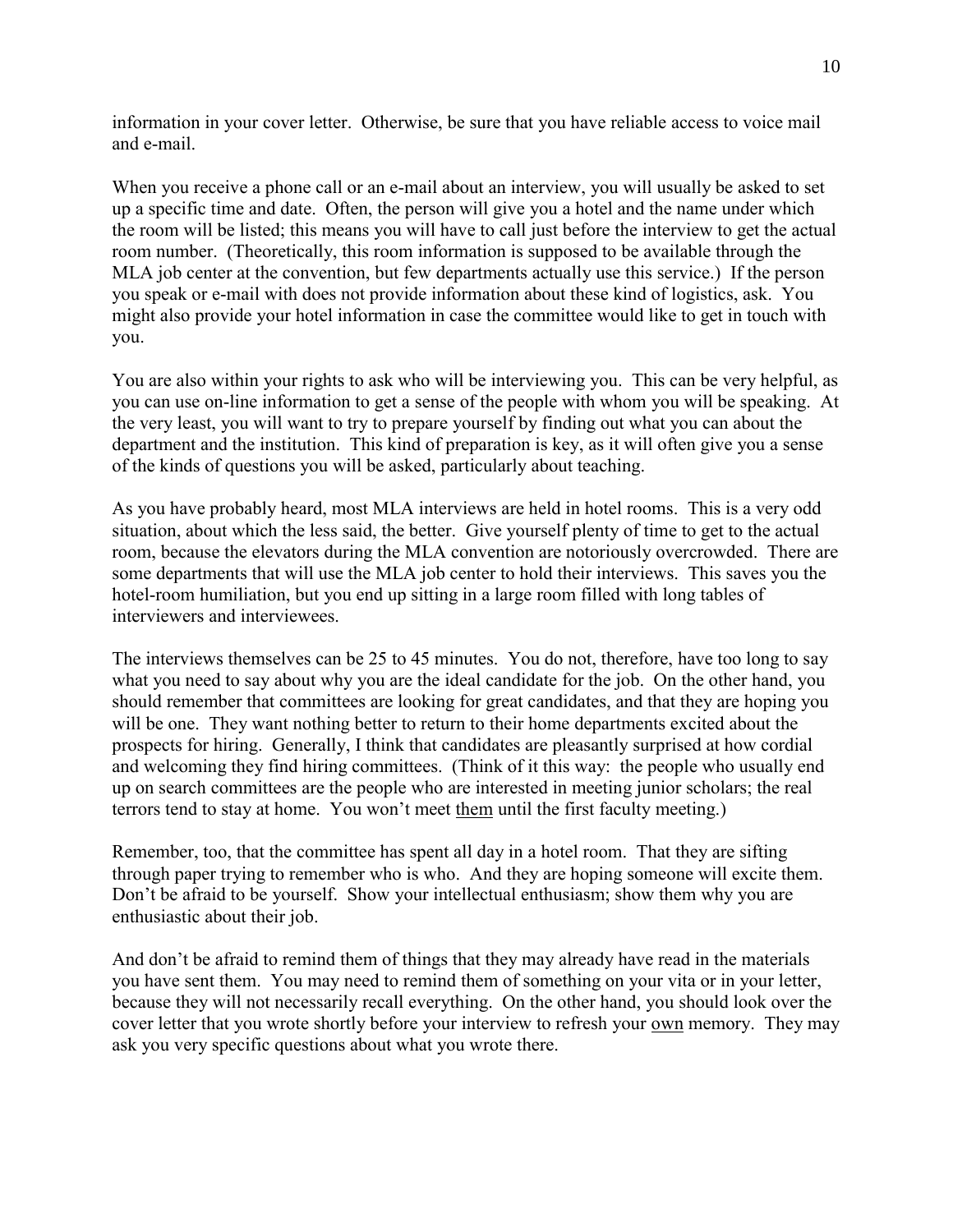information in your cover letter. Otherwise, be sure that you have reliable access to voice mail and e-mail.

When you receive a phone call or an e-mail about an interview, you will usually be asked to set up a specific time and date. Often, the person will give you a hotel and the name under which the room will be listed; this means you will have to call just before the interview to get the actual room number. (Theoretically, this room information is supposed to be available through the MLA job center at the convention, but few departments actually use this service.) If the person you speak or e-mail with does not provide information about these kind of logistics, ask. You might also provide your hotel information in case the committee would like to get in touch with you.

You are also within your rights to ask who will be interviewing you. This can be very helpful, as you can use on-line information to get a sense of the people with whom you will be speaking. At the very least, you will want to try to prepare yourself by finding out what you can about the department and the institution. This kind of preparation is key, as it will often give you a sense of the kinds of questions you will be asked, particularly about teaching.

As you have probably heard, most MLA interviews are held in hotel rooms. This is a very odd situation, about which the less said, the better. Give yourself plenty of time to get to the actual room, because the elevators during the MLA convention are notoriously overcrowded. There are some departments that will use the MLA job center to hold their interviews. This saves you the hotel-room humiliation, but you end up sitting in a large room filled with long tables of interviewers and interviewees.

The interviews themselves can be 25 to 45 minutes. You do not, therefore, have too long to say what you need to say about why you are the ideal candidate for the job. On the other hand, you should remember that committees are looking for great candidates, and that they are hoping you will be one. They want nothing better to return to their home departments excited about the prospects for hiring. Generally, I think that candidates are pleasantly surprised at how cordial and welcoming they find hiring committees. (Think of it this way: the people who usually end up on search committees are the people who are interested in meeting junior scholars; the real terrors tend to stay at home. You won't meet <u>them</u> until the first faculty meeting.)

Remember, too, that the committee has spent all day in a hotel room. That they are sifting through paper trying to remember who is who. And they are hoping someone will excite them. Don't be afraid to be yourself. Show your intellectual enthusiasm; show them why you are enthusiastic about their job.

And don't be afraid to remind them of things that they may already have read in the materials you have sent them. You may need to remind them of something on your vita or in your letter, because they will not necessarily recall everything. On the other hand, you should look over the cover letter that you wrote shortly before your interview to refresh your <u>own</u> memory. They may ask you very specific questions about what you wrote there.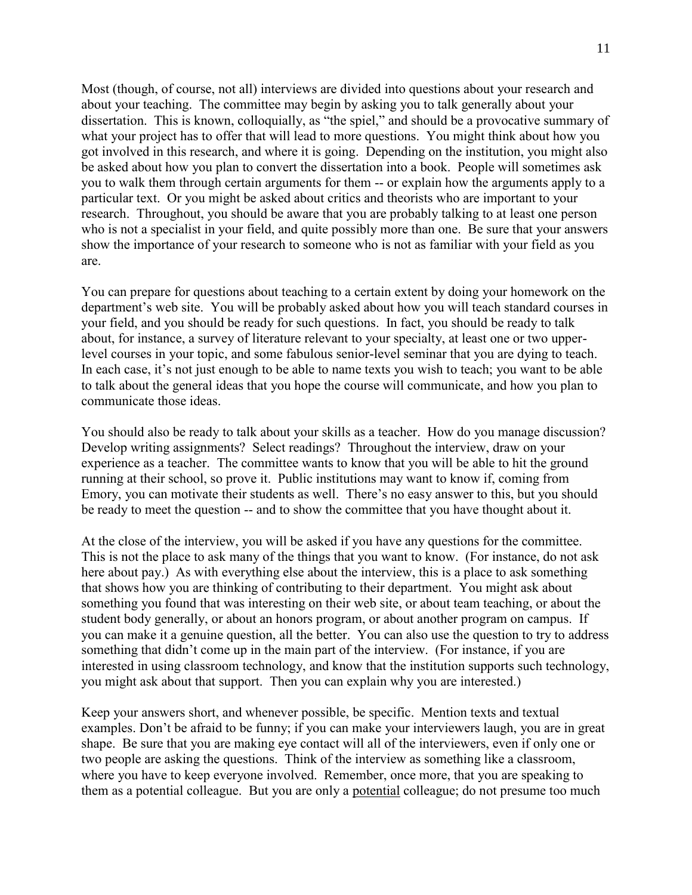Most (though, of course, not all) interviews are divided into questions about your research and about your teaching. The committee may begin by asking you to talk generally about your dissertation. This is known, colloquially, as "the spiel," and should be a provocative summary of what your project has to offer that will lead to more questions. You might think about how you got involved in this research, and where it is going. Depending on the institution, you might also be asked about how you plan to convert the dissertation into a book. People will sometimes ask you to walk them through certain arguments for them -- or explain how the arguments apply to a particular text. Or you might be asked about critics and theorists who are important to your research. Throughout, you should be aware that you are probably talking to at least one person who is not a specialist in your field, and quite possibly more than one. Be sure that your answers show the importance of your research to someone who is not as familiar with your field as you are.

You can prepare for questions about teaching to a certain extent by doing your homework on the department's web site. You will be probably asked about how you will teach standard courses in your field, and you should be ready for such questions. In fact, you should be ready to talk about, for instance, a survey of literature relevant to your specialty, at least one or two upper-level courses in your topic, and some fabulous senior-level seminar that you are dying to teach. In each case, it's not just enough to be able to name texts you wish to teach; you want to be able to talk about the general ideas that you hope the course will communicate, and how you plan to communicate those ideas.

You should also be ready to talk about your skills as a teacher. How do you manage discussion? Develop writing assignments? Select readings? Throughout the interview, draw on your experience as a teacher. The committee wants to know that you will be able to hit the ground running at their school, so prove it. Public institutions may want to know if, coming from Emory, you can motivate their students as well. There's no easy answer to this, but you should be ready to meet the question -- and to show the committee that you have thought about it.

At the close of the interview, you will be asked if you have any questions for the committee. This is not the place to ask many of the things that you want to know. (For instance, do not ask here about pay.) As with everything else about the interview, this is a place to ask something that shows how you are thinking of contributing to their department. You might ask about something you found that was interesting on their web site, or about team teaching, or about the student body generally, or about an honors program, or about another program on campus. If you can make it a genuine question, all the better. You can also use the question to try to address something that didn't come up in the main part of the interview. (For instance, if you are interested in using classroom technology, and know that the institution supports such technology, you might ask about that support. Then you can explain why you are interested.)

Keep your answers short, and whenever possible, be specific. Mention texts and textual examples. Don't be afraid to be funny; if you can make your interviewers laugh, you are in great shape. Be sure that you are making eye contact will all of the interviewers, even if only one or two people are asking the questions. Think of the interview as something like a classroom, where you have to keep everyone involved. Remember, once more, that you are speaking to them as a potential colleague. But you are only a <u>potential</u> colleague; do not presume too much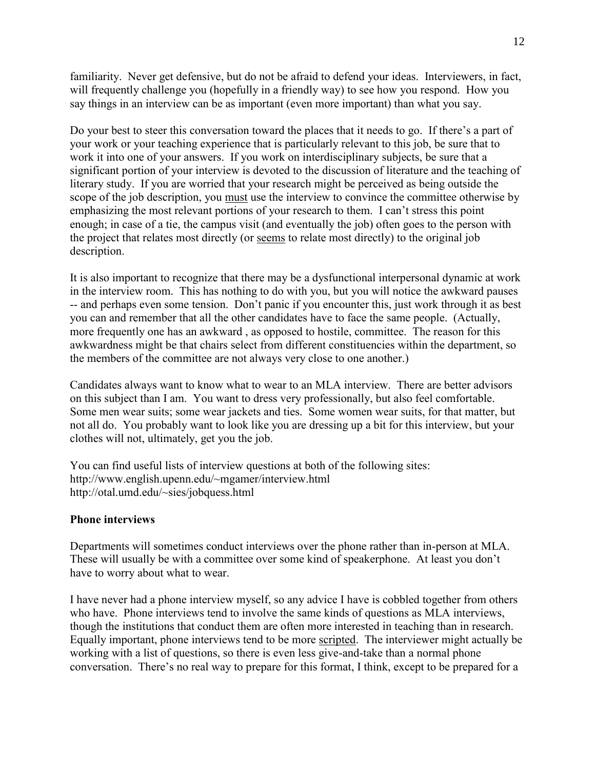familiarity. Never get defensive, but do not be afraid to defend your ideas. Interviewers, in fact, will frequently challenge you (hopefully in a friendly way) to see how you respond. How you say things in an interview can be as important (even more important) than what you say.

Do your best to steer this conversation toward the places that it needs to go. If there's a part of your work or your teaching experience that is particularly relevant to this job, be sure that to work it into one of your answers. If you work on interdisciplinary subjects, be sure that a significant portion of your interview is devoted to the discussion of literature and the teaching of literary study. If you are worried that your research might be perceived as being outside the scope of the job description, you <u>must</u> use the interview to convince the committee otherwise by emphasizing the most relevant portions of your research to them. I can't stress this point enough; in case of a tie, the campus visit (and eventually the job) often goes to the person with the project that relates most directly (or <u>seems</u> to relate most directly) to the original job description.

It is also important to recognize that there may be a dysfunctional interpersonal dynamic at work in the interview room. This has nothing to do with you, but you will notice the awkward pauses -- and perhaps even some tension. Don't panic if you encounter this, just work through it as best you can and remember that all the other candidates have to face the same people. (Actually, more frequently one has an awkward , as opposed to hostile, committee. The reason for this awkwardness might be that chairs select from different constituencies within the department, so the members of the committee are not always very close to one another.)

Candidates always want to know what to wear to an MLA interview. There are better advisors on this subject than I am. You want to dress very professionally, but also feel comfortable. Some men wear suits; some wear jackets and ties. Some women wear suits, for that matter, but not all do. You probably want to look like you are dressing up a bit for this interview, but your clothes will not, ultimately, get you the job.

You can find useful lists of interview questions at both of the following sites:
http://www.english.upenn.edu/~mgamer/interview.html
http://otal.umd.edu/~sies/jobquess.html

**Phone interviews**

Departments will sometimes conduct interviews over the phone rather than in-person at MLA. These will usually be with a committee over some kind of speakerphone. At least you don't have to worry about what to wear.

I have never had a phone interview myself, so any advice I have is cobbled together from others who have. Phone interviews tend to involve the same kinds of questions as MLA interviews, though the institutions that conduct them are often more interested in teaching than in research. Equally important, phone interviews tend to be more <u>scripted</u>. The interviewer might actually be working with a list of questions, so there is even less give-and-take than a normal phone conversation. There's no real way to prepare for this format, I think, except to be prepared for a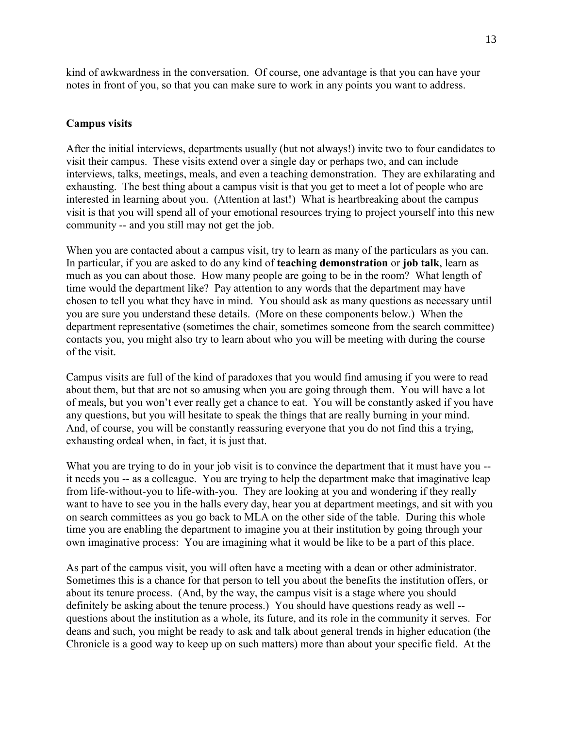kind of awkwardness in the conversation. Of course, one advantage is that you can have your notes in front of you, so that you can make sure to work in any points you want to address.

## Campus visits

After the initial interviews, departments usually (but not always!) invite two to four candidates to visit their campus. These visits extend over a single day or perhaps two, and can include interviews, talks, meetings, meals, and even a teaching demonstration. They are exhilarating and exhausting. The best thing about a campus visit is that you get to meet a lot of people who are interested in learning about you. (Attention at last!) What is heartbreaking about the campus visit is that you will spend all of your emotional resources trying to project yourself into this new community -- and you still may not get the job.

When you are contacted about a campus visit, try to learn as many of the particulars as you can. In particular, if you are asked to do any kind of **teaching demonstration** or **job talk**, learn as much as you can about those. How many people are going to be in the room? What length of time would the department like? Pay attention to any words that the department may have chosen to tell you what they have in mind. You should ask as many questions as necessary until you are sure you understand these details. (More on these components below.) When the department representative (sometimes the chair, sometimes someone from the search committee) contacts you, you might also try to learn about who you will be meeting with during the course of the visit.

Campus visits are full of the kind of paradoxes that you would find amusing if you were to read about them, but that are not so amusing when you are going through them. You will have a lot of meals, but you won't ever really get a chance to eat. You will be constantly asked if you have any questions, but you will hesitate to speak the things that are really burning in your mind. And, of course, you will be constantly reassuring everyone that you do not find this a trying, exhausting ordeal when, in fact, it is just that.

What you are trying to do in your job visit is to convince the department that it must have you -- it needs you -- as a colleague. You are trying to help the department make that imaginative leap from life-without-you to life-with-you. They are looking at you and wondering if they really want to have to see you in the halls every day, hear you at department meetings, and sit with you on search committees as you go back to MLA on the other side of the table. During this whole time you are enabling the department to imagine you at their institution by going through your own imaginative process: You are imagining what it would be like to be a part of this place.

As part of the campus visit, you will often have a meeting with a dean or other administrator. Sometimes this is a chance for that person to tell you about the benefits the institution offers, or about its tenure process. (And, by the way, the campus visit is a stage where you should definitely be asking about the tenure process.) You should have questions ready as well -- questions about the institution as a whole, its future, and its role in the community it serves. For deans and such, you might be ready to ask and talk about general trends in higher education (the Chronicle is a good way to keep up on such matters) more than about your specific field. At the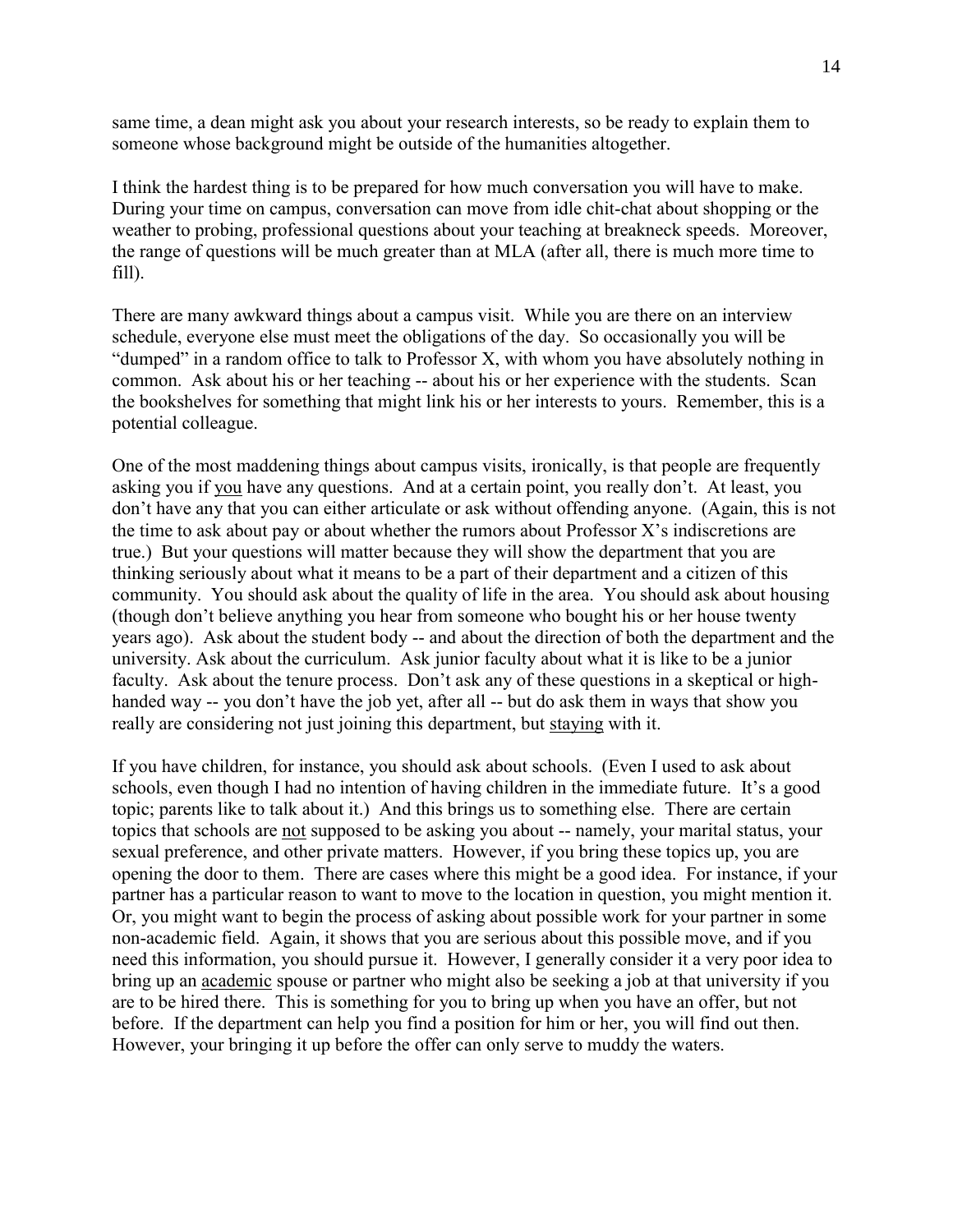same time, a dean might ask you about your research interests, so be ready to explain them to someone whose background might be outside of the humanities altogether.

I think the hardest thing is to be prepared for how much conversation you will have to make. During your time on campus, conversation can move from idle chit-chat about shopping or the weather to probing, professional questions about your teaching at breakneck speeds. Moreover, the range of questions will be much greater than at MLA (after all, there is much more time to fill).

There are many awkward things about a campus visit. While you are there on an interview schedule, everyone else must meet the obligations of the day. So occasionally you will be "dumped" in a random office to talk to Professor X, with whom you have absolutely nothing in common. Ask about his or her teaching -- about his or her experience with the students. Scan the bookshelves for something that might link his or her interests to yours. Remember, this is a potential colleague.

One of the most maddening things about campus visits, ironically, is that people are frequently asking you if <u>you</u> have any questions. And at a certain point, you really don't. At least, you don't have any that you can either articulate or ask without offending anyone. (Again, this is not the time to ask about pay or about whether the rumors about Professor X's indiscretions are true.) But your questions will matter because they will show the department that you are thinking seriously about what it means to be a part of their department and a citizen of this community. You should ask about the quality of life in the area. You should ask about housing (though don't believe anything you hear from someone who bought his or her house twenty years ago). Ask about the student body -- and about the direction of both the department and the university. Ask about the curriculum. Ask junior faculty about what it is like to be a junior faculty. Ask about the tenure process. Don't ask any of these questions in a skeptical or high-handed way -- you don't have the job yet, after all -- but do ask them in ways that show you really are considering not just joining this department, but <u>staying</u> with it.

If you have children, for instance, you should ask about schools. (Even I used to ask about schools, even though I had no intention of having children in the immediate future. It's a good topic; parents like to talk about it.) And this brings us to something else. There are certain topics that schools are <u>not</u> supposed to be asking you about -- namely, your marital status, your sexual preference, and other private matters. However, if you bring these topics up, you are opening the door to them. There are cases where this might be a good idea. For instance, if your partner has a particular reason to want to move to the location in question, you might mention it. Or, you might want to begin the process of asking about possible work for your partner in some non-academic field. Again, it shows that you are serious about this possible move, and if you need this information, you should pursue it. However, I generally consider it a very poor idea to bring up an <u>academic</u> spouse or partner who might also be seeking a job at that university if you are to be hired there. This is something for you to bring up when you have an offer, but not before. If the department can help you find a position for him or her, you will find out then. However, your bringing it up before the offer can only serve to muddy the waters.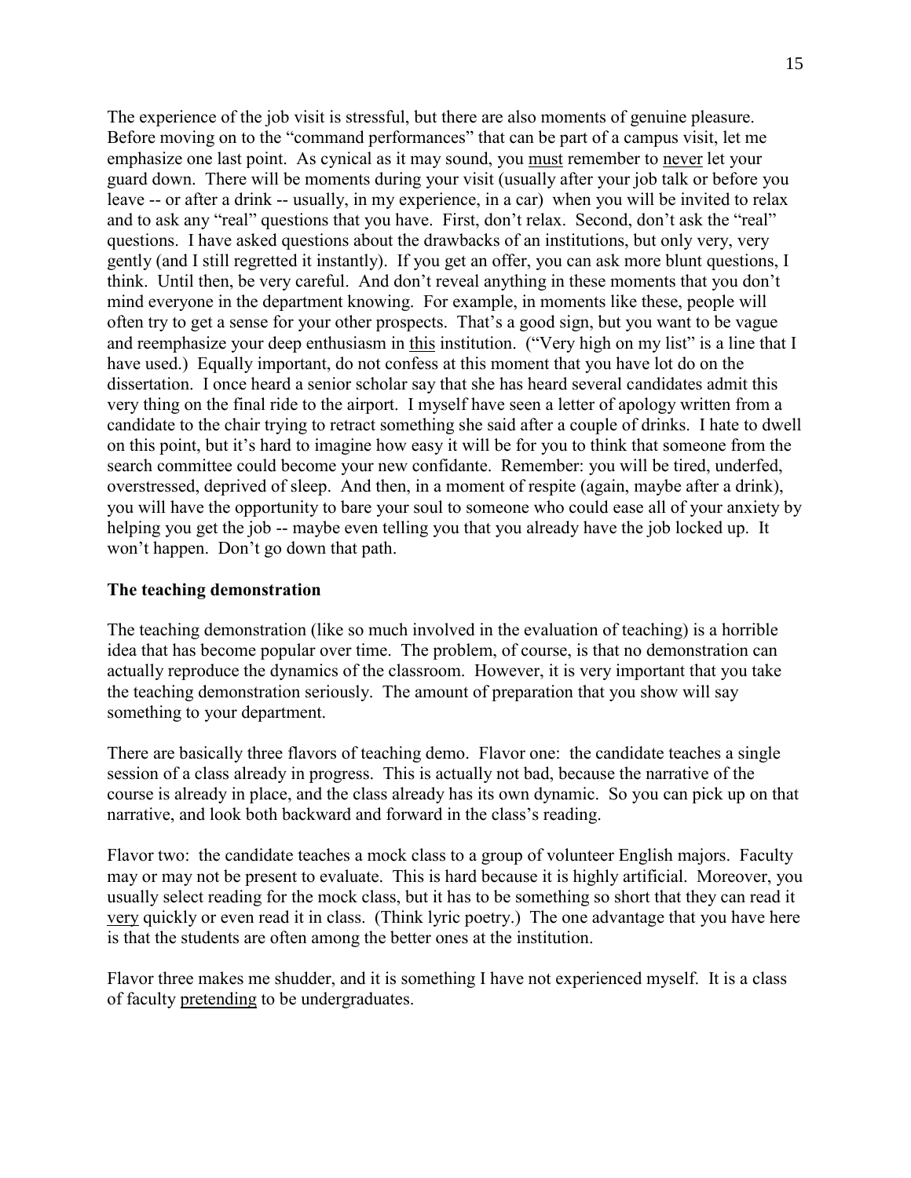The experience of the job visit is stressful, but there are also moments of genuine pleasure. Before moving on to the "command performances" that can be part of a campus visit, let me emphasize one last point. As cynical as it may sound, you must remember to never let your guard down. There will be moments during your visit (usually after your job talk or before you leave -- or after a drink -- usually, in my experience, in a car) when you will be invited to relax and to ask any "real" questions that you have. First, don't relax. Second, don't ask the "real" questions. I have asked questions about the drawbacks of an institutions, but only very, very gently (and I still regretted it instantly). If you get an offer, you can ask more blunt questions, I think. Until then, be very careful. And don't reveal anything in these moments that you don't mind everyone in the department knowing. For example, in moments like these, people will often try to get a sense for your other prospects. That's a good sign, but you want to be vague and reemphasize your deep enthusiasm in this institution. ("Very high on my list" is a line that I have used.) Equally important, do not confess at this moment that you have lot do on the dissertation. I once heard a senior scholar say that she has heard several candidates admit this very thing on the final ride to the airport. I myself have seen a letter of apology written from a candidate to the chair trying to retract something she said after a couple of drinks. I hate to dwell on this point, but it's hard to imagine how easy it will be for you to think that someone from the search committee could become your new confidante. Remember: you will be tired, underfed, overstressed, deprived of sleep. And then, in a moment of respite (again, maybe after a drink), you will have the opportunity to bare your soul to someone who could ease all of your anxiety by helping you get the job -- maybe even telling you that you already have the job locked up. It won't happen. Don't go down that path.

**The teaching demonstration**

The teaching demonstration (like so much involved in the evaluation of teaching) is a horrible idea that has become popular over time. The problem, of course, is that no demonstration can actually reproduce the dynamics of the classroom. However, it is very important that you take the teaching demonstration seriously. The amount of preparation that you show will say something to your department.

There are basically three flavors of teaching demo. Flavor one: the candidate teaches a single session of a class already in progress. This is actually not bad, because the narrative of the course is already in place, and the class already has its own dynamic. So you can pick up on that narrative, and look both backward and forward in the class's reading.

Flavor two: the candidate teaches a mock class to a group of volunteer English majors. Faculty may or may not be present to evaluate. This is hard because it is highly artificial. Moreover, you usually select reading for the mock class, but it has to be something so short that they can read it very quickly or even read it in class. (Think lyric poetry.) The one advantage that you have here is that the students are often among the better ones at the institution.

Flavor three makes me shudder, and it is something I have not experienced myself. It is a class of faculty pretending to be undergraduates.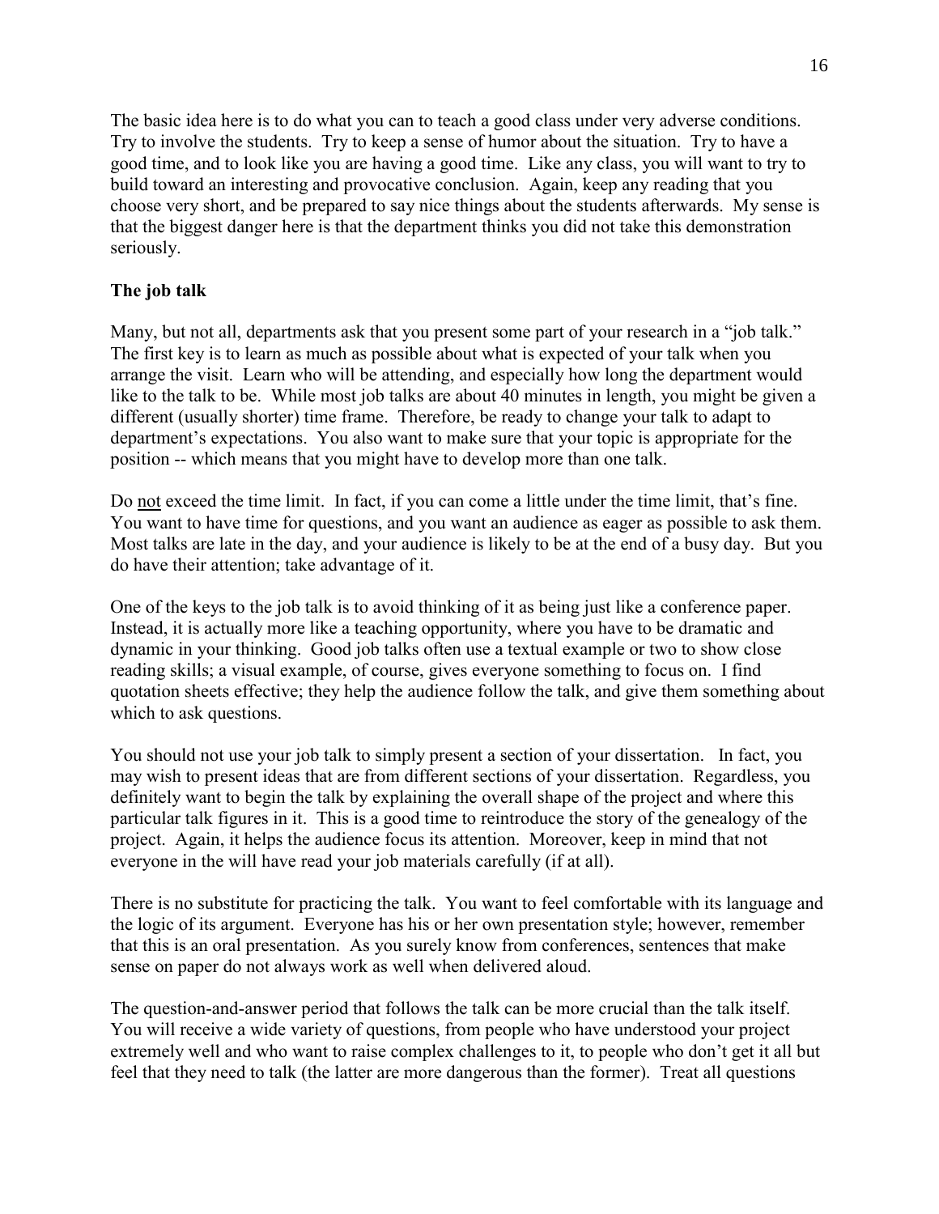The basic idea here is to do what you can to teach a good class under very adverse conditions. Try to involve the students. Try to keep a sense of humor about the situation. Try to have a good time, and to look like you are having a good time. Like any class, you will want to try to build toward an interesting and provocative conclusion. Again, keep any reading that you choose very short, and be prepared to say nice things about the students afterwards. My sense is that the biggest danger here is that the department thinks you did not take this demonstration seriously.

**The job talk**

Many, but not all, departments ask that you present some part of your research in a "job talk." The first key is to learn as much as possible about what is expected of your talk when you arrange the visit. Learn who will be attending, and especially how long the department would like to the talk to be. While most job talks are about 40 minutes in length, you might be given a different (usually shorter) time frame. Therefore, be ready to change your talk to adapt to department's expectations. You also want to make sure that your topic is appropriate for the position -- which means that you might have to develop more than one talk.

Do <u>not</u> exceed the time limit. In fact, if you can come a little under the time limit, that's fine. You want to have time for questions, and you want an audience as eager as possible to ask them. Most talks are late in the day, and your audience is likely to be at the end of a busy day. But you do have their attention; take advantage of it.

One of the keys to the job talk is to avoid thinking of it as being just like a conference paper. Instead, it is actually more like a teaching opportunity, where you have to be dramatic and dynamic in your thinking. Good job talks often use a textual example or two to show close reading skills; a visual example, of course, gives everyone something to focus on. I find quotation sheets effective; they help the audience follow the talk, and give them something about which to ask questions.

You should not use your job talk to simply present a section of your dissertation. In fact, you may wish to present ideas that are from different sections of your dissertation. Regardless, you definitely want to begin the talk by explaining the overall shape of the project and where this particular talk figures in it. This is a good time to reintroduce the story of the genealogy of the project. Again, it helps the audience focus its attention. Moreover, keep in mind that not everyone in the will have read your job materials carefully (if at all).

There is no substitute for practicing the talk. You want to feel comfortable with its language and the logic of its argument. Everyone has his or her own presentation style; however, remember that this is an oral presentation. As you surely know from conferences, sentences that make sense on paper do not always work as well when delivered aloud.

The question-and-answer period that follows the talk can be more crucial than the talk itself. You will receive a wide variety of questions, from people who have understood your project extremely well and who want to raise complex challenges to it, to people who don't get it all but feel that they need to talk (the latter are more dangerous than the former). Treat all questions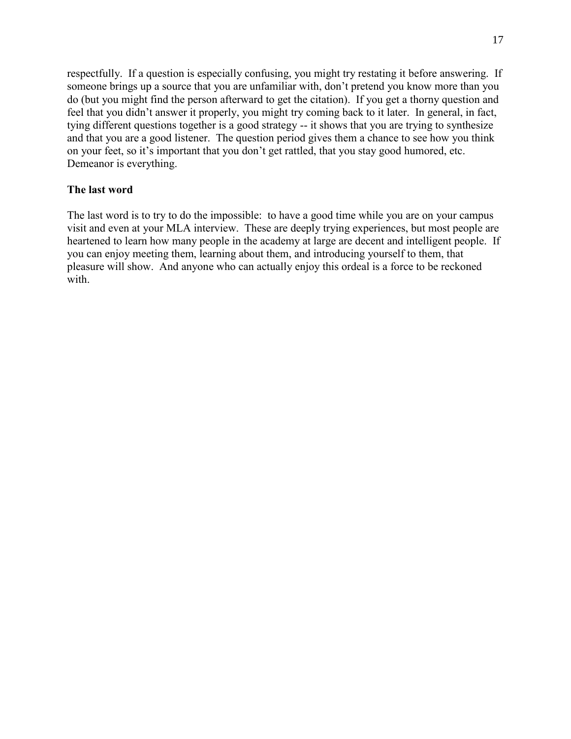respectfully. If a question is especially confusing, you might try restating it before answering. If someone brings up a source that you are unfamiliar with, don't pretend you know more than you do (but you might find the person afterward to get the citation). If you get a thorny question and feel that you didn't answer it properly, you might try coming back to it later. In general, in fact, tying different questions together is a good strategy -- it shows that you are trying to synthesize and that you are a good listener. The question period gives them a chance to see how you think on your feet, so it's important that you don't get rattled, that you stay good humored, etc. Demeanor is everything.

**The last word**

The last word is to try to do the impossible: to have a good time while you are on your campus visit and even at your MLA interview. These are deeply trying experiences, but most people are heartened to learn how many people in the academy at large are decent and intelligent people. If you can enjoy meeting them, learning about them, and introducing yourself to them, that pleasure will show. And anyone who can actually enjoy this ordeal is a force to be reckoned with.